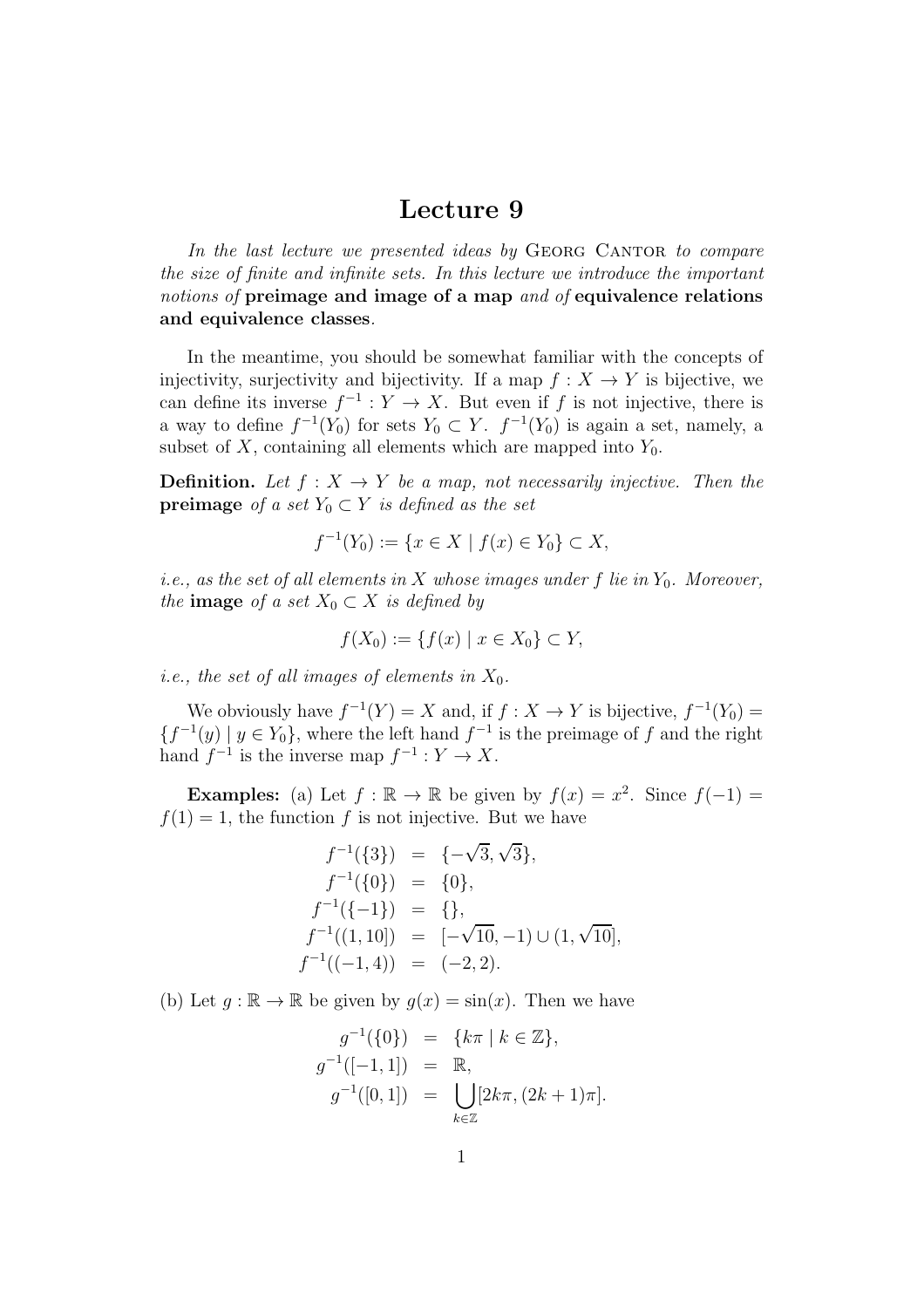# Lecture 9

*In the last lecture we presented ideas by* Georg Cantor *to compare the size of finite and infinite sets. In this lecture we introduce the important notions of* **preimage and image of a map** *and of* **equivalence relations and equivalence classes**.

In the meantime, you should be somewhat familiar with the concepts of injectivity, surjectivity and bijectivity. If a map $f : X \to Y$ is bijective, we can define its inverse $f^{-1} : Y \to X$. But even if $f$ is not injective, there is a way to define $f^{-1}(Y_0)$ for sets $Y_0 \subset Y$. $f^{-1}(Y_0)$ is again a set, namely, a subset of $X$, containing all elements which are mapped into $Y_0$.

**Definition.** *Let $f : X \to Y$ be a map, not necessarily injective. Then the* **preimage** *of a set $Y_0 \subset Y$ is defined as the set*

$$f^{-1}(Y_0) := \{x \in X \mid f(x) \in Y_0\} \subset X,$$

*i.e., as the set of all elements in $X$ whose images under $f$ lie in $Y_0$. Moreover, the* **image** *of a set $X_0 \subset X$ is defined by*

$$f(X_0) := \{f(x) \mid x \in X_0\} \subset Y,$$

*i.e., the set of all images of elements in $X_0$.*

We obviously have $f^{-1}(Y) = X$ and, if $f : X \to Y$ is bijective, $f^{-1}(Y_0) = \{f^{-1}(y) \mid y \in Y_0\}$, where the left hand $f^{-1}$ is the preimage of $f$ and the right hand $f^{-1}$ is the inverse map $f^{-1} : Y \to X$.

**Examples:** (a) Let $f : \mathbb{R} \to \mathbb{R}$ be given by $f(x) = x^2$. Since $f(-1) = f(1) = 1$, the function $f$ is not injective. But we have

$$\begin{aligned} f^{-1}(\{3\}) &= \{-\sqrt{3}, \sqrt{3}\}, \\ f^{-1}(\{0\}) &= \{0\}, \\ f^{-1}(\{-1\}) &= \{\}, \\ f^{-1}((1, 10]) &= [-\sqrt{10}, -1) \cup (1, \sqrt{10}], \\ f^{-1}((-1, 4)) &= (-2, 2). \end{aligned}$$

(b) Let $g : \mathbb{R} \to \mathbb{R}$ be given by $g(x) = \sin(x)$. Then we have

$$\begin{aligned} g^{-1}(\{0\}) &= \{k\pi \mid k \in \mathbb{Z}\}, \\ g^{-1}([-1, 1]) &= \mathbb{R}, \\ g^{-1}([0, 1]) &= \bigcup_{k \in \mathbb{Z}} [2k\pi, (2k+1)\pi]. \end{aligned}$$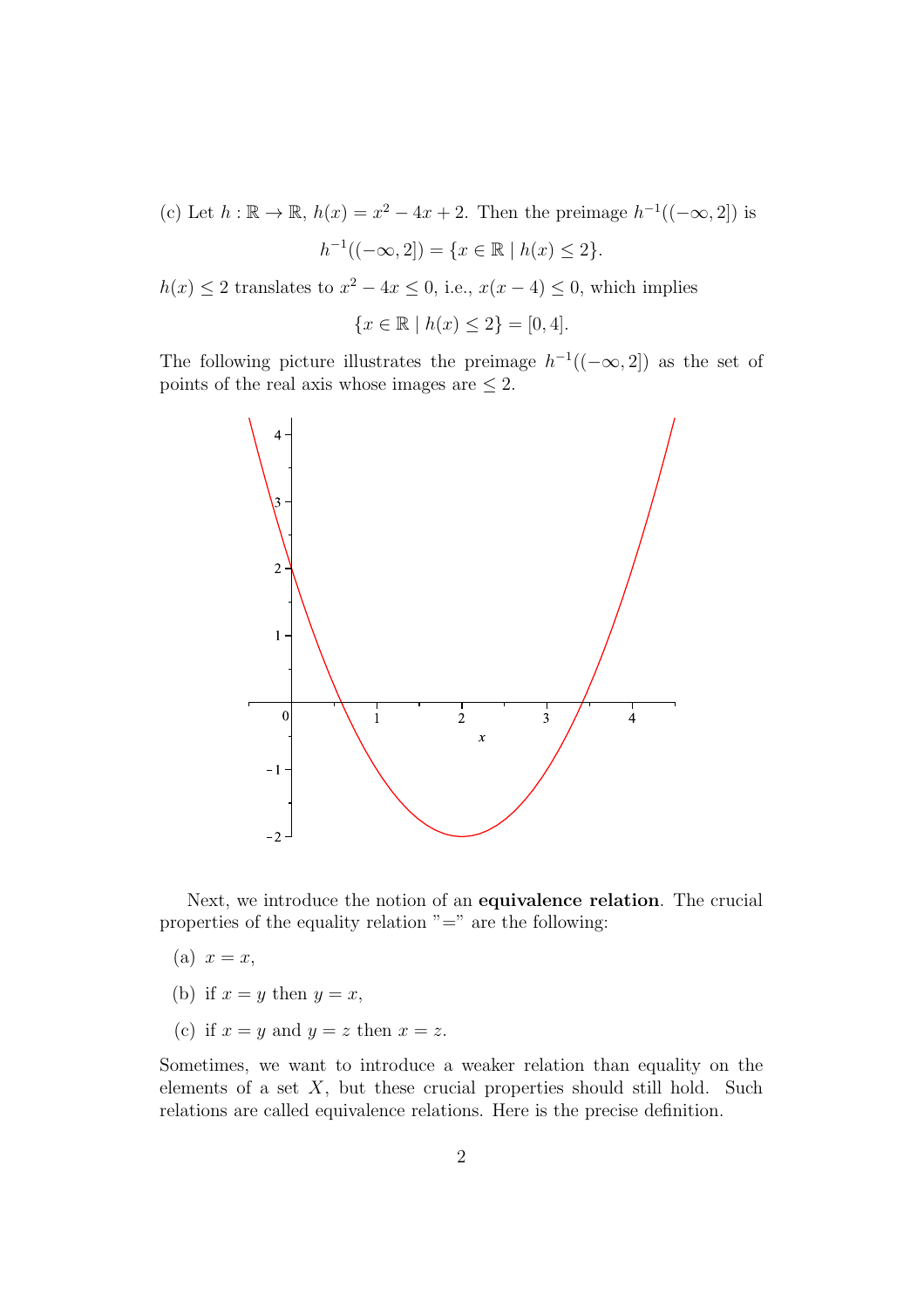(c) Let $h : \mathbb{R} \to \mathbb{R}$, $h(x) = x^2 - 4x + 2$. Then the preimage $h^{-1}((-\infty, 2])$ is

$$h^{-1}((-\infty, 2]) = \{x \in \mathbb{R} \mid h(x) \leq 2\}.$$

$h(x) \leq 2$ translates to $x^2 - 4x \leq 0$, i.e., $x(x-4) \leq 0$, which implies

$$\{x \in \mathbb{R} \mid h(x) \leq 2\} = [0, 4].$$

The following picture illustrates the preimage $h^{-1}((-\infty, 2])$ as the set of points of the real axis whose images are $\leq 2$.

Next, we introduce the notion of an **equivalence relation**. The crucial properties of the equality relation "=" are the following:

(a) $x = x$,

(b) if $x = y$ then $y = x$,

(c) if $x = y$ and $y = z$ then $x = z$.

Sometimes, we want to introduce a weaker relation than equality on the elements of a set $X$, but these crucial properties should still hold. Such relations are called equivalence relations. Here is the precise definition.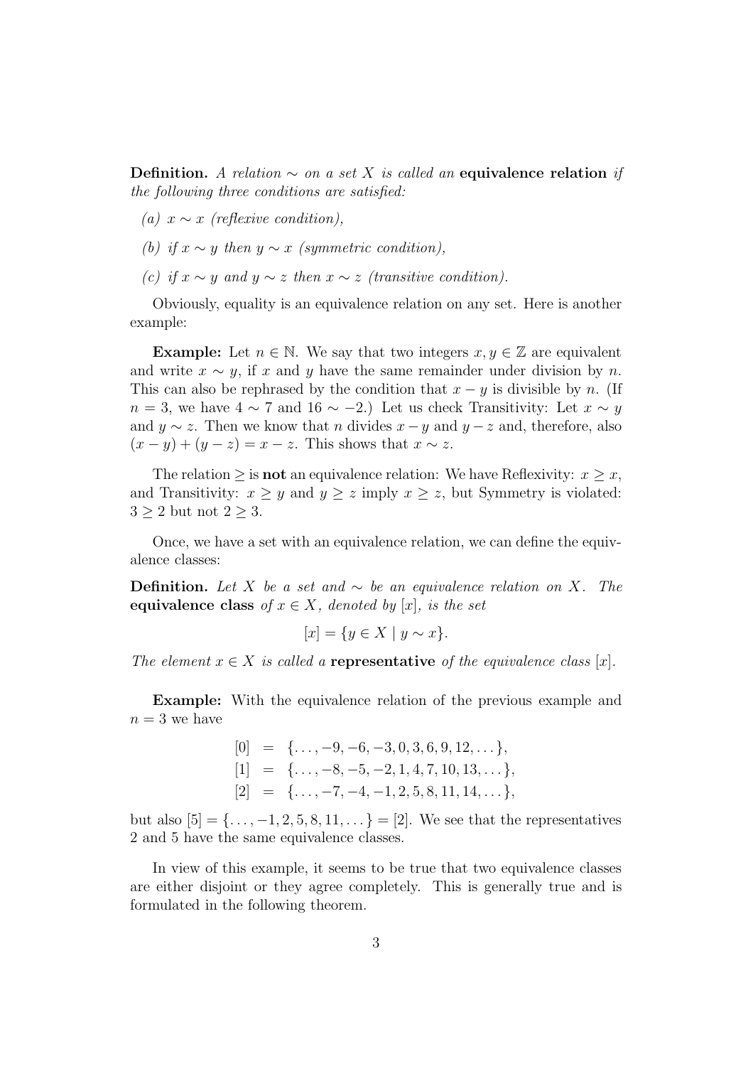**Definition.** *A relation $\sim$ on a set $X$ is called an* **equivalence relation** *if the following three conditions are satisfied:*

*(a) $x \sim x$ (reflexive condition),*

*(b) if $x \sim y$ then $y \sim x$ (symmetric condition),*

*(c) if $x \sim y$ and $y \sim z$ then $x \sim z$ (transitive condition).*

Obviously, equality is an equivalence relation on any set. Here is another example:

**Example:** Let $n \in \mathbb{N}$. We say that two integers $x, y \in \mathbb{Z}$ are equivalent and write $x \sim y$, if $x$ and $y$ have the same remainder under division by $n$. This can also be rephrased by the condition that $x - y$ is divisible by $n$. (If $n = 3$, we have $4 \sim 7$ and $16 \sim -2$.) Let us check Transitivity: Let $x \sim y$ and $y \sim z$. Then we know that $n$ divides $x - y$ and $y - z$ and, therefore, also $(x - y) + (y - z) = x - z$. This shows that $x \sim z$.

The relation $\geq$ is **not** an equivalence relation: We have Reflexivity: $x \geq x$, and Transitivity: $x \geq y$ and $y \geq z$ imply $x \geq z$, but Symmetry is violated: $3 \geq 2$ but not $2 \geq 3$.

Once, we have a set with an equivalence relation, we can define the equivalence classes:

**Definition.** *Let $X$ be a set and $\sim$ be an equivalence relation on $X$. The* **equivalence class** *of $x \in X$, denoted by $[x]$, is the set*

$$[x] = \{y \in X \mid y \sim x\}.$$

*The element $x \in X$ is called a* **representative** *of the equivalence class $[x]$.*

**Example:** With the equivalence relation of the previous example and $n = 3$ we have

$$\begin{aligned}
[0] &= \{\dots, -9, -6, -3, 0, 3, 6, 9, 12, \dots\}, \\
[1] &= \{\dots, -8, -5, -2, 1, 4, 7, 10, 13, \dots\}, \\
[2] &= \{\dots, -7, -4, -1, 2, 5, 8, 11, 14, \dots\},
\end{aligned}$$

but also $[5] = \{\dots, -1, 2, 5, 8, 11, \dots\} = [2]$. We see that the representatives 2 and 5 have the same equivalence classes.

In view of this example, it seems to be true that two equivalence classes are either disjoint or they agree completely. This is generally true and is formulated in the following theorem.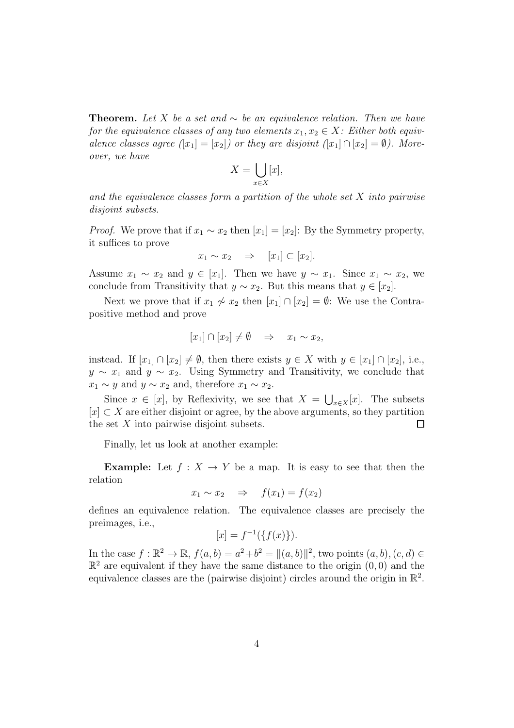**Theorem.** *Let $X$ be a set and $\sim$ be an equivalence relation. Then we have for the equivalence classes of any two elements $x_1, x_2 \in X$: Either both equivalence classes agree ($[x_1] = [x_2]$) or they are disjoint ($[x_1] \cap [x_2] = \emptyset$). Moreover, we have*

$$X = \bigcup_{x \in X} [x],$$

*and the equivalence classes form a partition of the whole set $X$ into pairwise disjoint subsets.*

*Proof.* We prove that if $x_1 \sim x_2$ then $[x_1] = [x_2]$: By the Symmetry property, it suffices to prove

$$x_1 \sim x_2 \quad \Rightarrow \quad [x_1] \subset [x_2].$$

Assume $x_1 \sim x_2$ and $y \in [x_1]$. Then we have $y \sim x_1$. Since $x_1 \sim x_2$, we conclude from Transitivity that $y \sim x_2$. But this means that $y \in [x_2]$.

Next we prove that if $x_1 \not\sim x_2$ then $[x_1] \cap [x_2] = \emptyset$: We use the Contrapositive method and prove

$$[x_1] \cap [x_2] \neq \emptyset \quad \Rightarrow \quad x_1 \sim x_2,$$

instead. If $[x_1] \cap [x_2] \neq \emptyset$, then there exists $y \in X$ with $y \in [x_1] \cap [x_2]$, i.e., $y \sim x_1$ and $y \sim x_2$. Using Symmetry and Transitivity, we conclude that $x_1 \sim y$ and $y \sim x_2$ and, therefore $x_1 \sim x_2$.

Since $x \in [x]$, by Reflexivity, we see that $X = \bigcup_{x \in X} [x]$. The subsets $[x] \subset X$ are either disjoint or agree, by the above arguments, so they partition the set $X$ into pairwise disjoint subsets. $\square$

Finally, let us look at another example:

**Example:** Let $f : X \to Y$ be a map. It is easy to see that then the relation

$$x_1 \sim x_2 \quad \Rightarrow \quad f(x_1) = f(x_2)$$

defines an equivalence relation. The equivalence classes are precisely the preimages, i.e.,

$$[x] = f^{-1}(\{f(x)\}).$$

In the case $f : \mathbb{R}^2 \to \mathbb{R}$, $f(a, b) = a^2 + b^2 = \|(a, b)\|^2$, two points $(a, b), (c, d) \in \mathbb{R}^2$ are equivalent if they have the same distance to the origin $(0, 0)$ and the equivalence classes are the (pairwise disjoint) circles around the origin in $\mathbb{R}^2$.